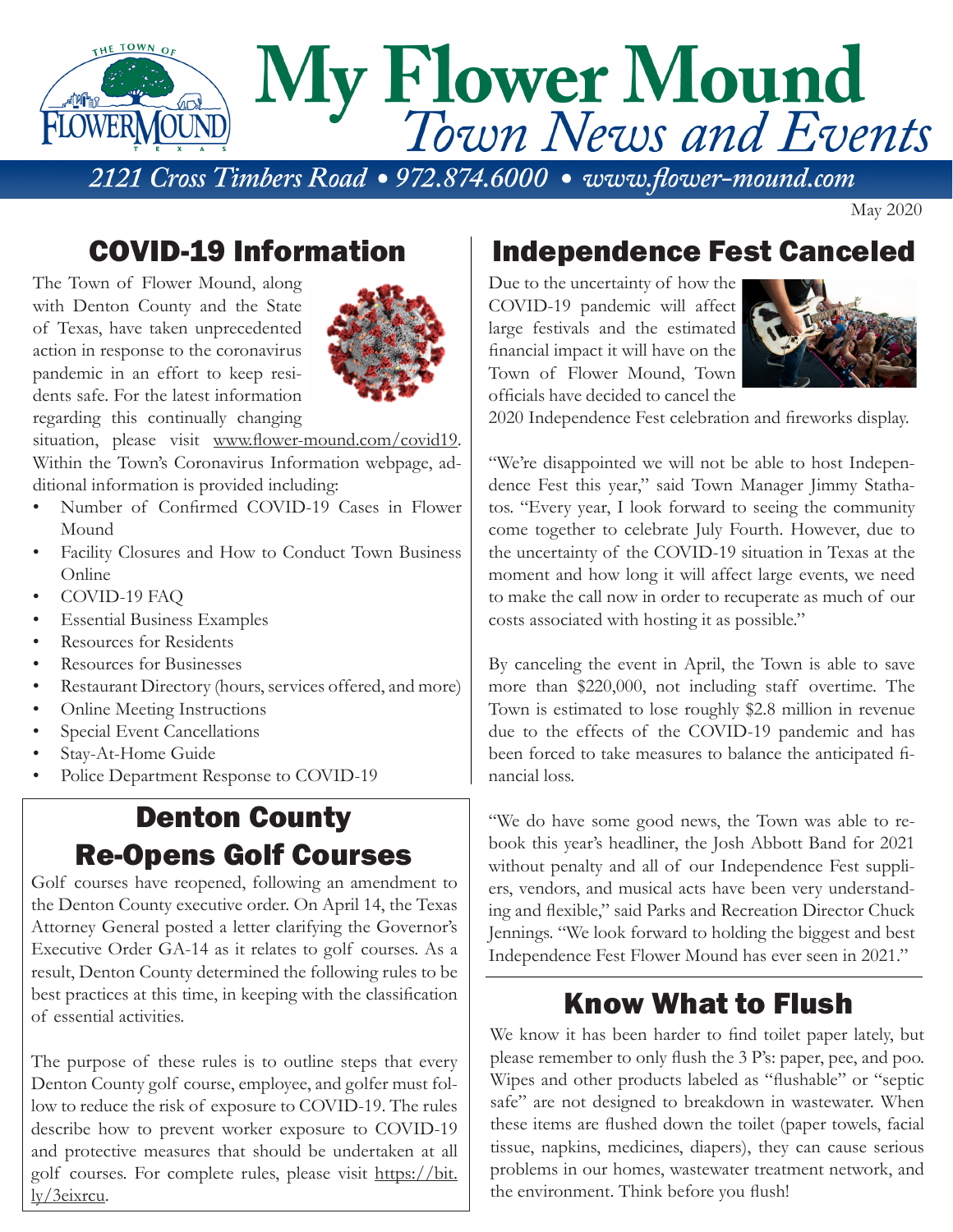# My Flower Mound
*Town News and Events*

*2121 Cross Timbers Road • 972.874.6000 • www.flower-mound.com*

May 2020

## COVID-19 Information

The Town of Flower Mound, along with Denton County and the State of Texas, have taken unprecedented action in response to the coronavirus pandemic in an effort to keep residents safe. For the latest information regarding this continually changing situation, please visit www.flower-mound.com/covid19. Within the Town's Coronavirus Information webpage, additional information is provided including:

- Number of Confirmed COVID-19 Cases in Flower Mound
- Facility Closures and How to Conduct Town Business Online
- COVID-19 FAQ
- Essential Business Examples
- Resources for Residents
- Resources for Businesses
- Restaurant Directory (hours, services offered, and more)
- Online Meeting Instructions
- Special Event Cancellations
- Stay-At-Home Guide
- Police Department Response to COVID-19

## Denton County Re-Opens Golf Courses

Golf courses have reopened, following an amendment to the Denton County executive order. On April 14, the Texas Attorney General posted a letter clarifying the Governor's Executive Order GA-14 as it relates to golf courses. As a result, Denton County determined the following rules to be best practices at this time, in keeping with the classification of essential activities.

The purpose of these rules is to outline steps that every Denton County golf course, employee, and golfer must follow to reduce the risk of exposure to COVID-19. The rules describe how to prevent worker exposure to COVID-19 and protective measures that should be undertaken at all golf courses. For complete rules, please visit https://bit.ly/3eixrcu.

## Independence Fest Canceled

Due to the uncertainty of how the COVID-19 pandemic will affect large festivals and the estimated financial impact it will have on the Town of Flower Mound, Town officials have decided to cancel the 2020 Independence Fest celebration and fireworks display.

"We're disappointed we will not be able to host Independence Fest this year," said Town Manager Jimmy Stathatos. "Every year, I look forward to seeing the community come together to celebrate July Fourth. However, due to the uncertainty of the COVID-19 situation in Texas at the moment and how long it will affect large events, we need to make the call now in order to recuperate as much of our costs associated with hosting it as possible."

By canceling the event in April, the Town is able to save more than $220,000, not including staff overtime. The Town is estimated to lose roughly $2.8 million in revenue due to the effects of the COVID-19 pandemic and has been forced to take measures to balance the anticipated financial loss.

"We do have some good news, the Town was able to rebook this year's headliner, the Josh Abbott Band for 2021 without penalty and all of our Independence Fest suppliers, vendors, and musical acts have been very understanding and flexible," said Parks and Recreation Director Chuck Jennings. "We look forward to holding the biggest and best Independence Fest Flower Mound has ever seen in 2021."

## Know What to Flush

We know it has been harder to find toilet paper lately, but please remember to only flush the 3 P's: paper, pee, and poo. Wipes and other products labeled as "flushable" or "septic safe" are not designed to breakdown in wastewater. When these items are flushed down the toilet (paper towels, facial tissue, napkins, medicines, diapers), they can cause serious problems in our homes, wastewater treatment network, and the environment. Think before you flush!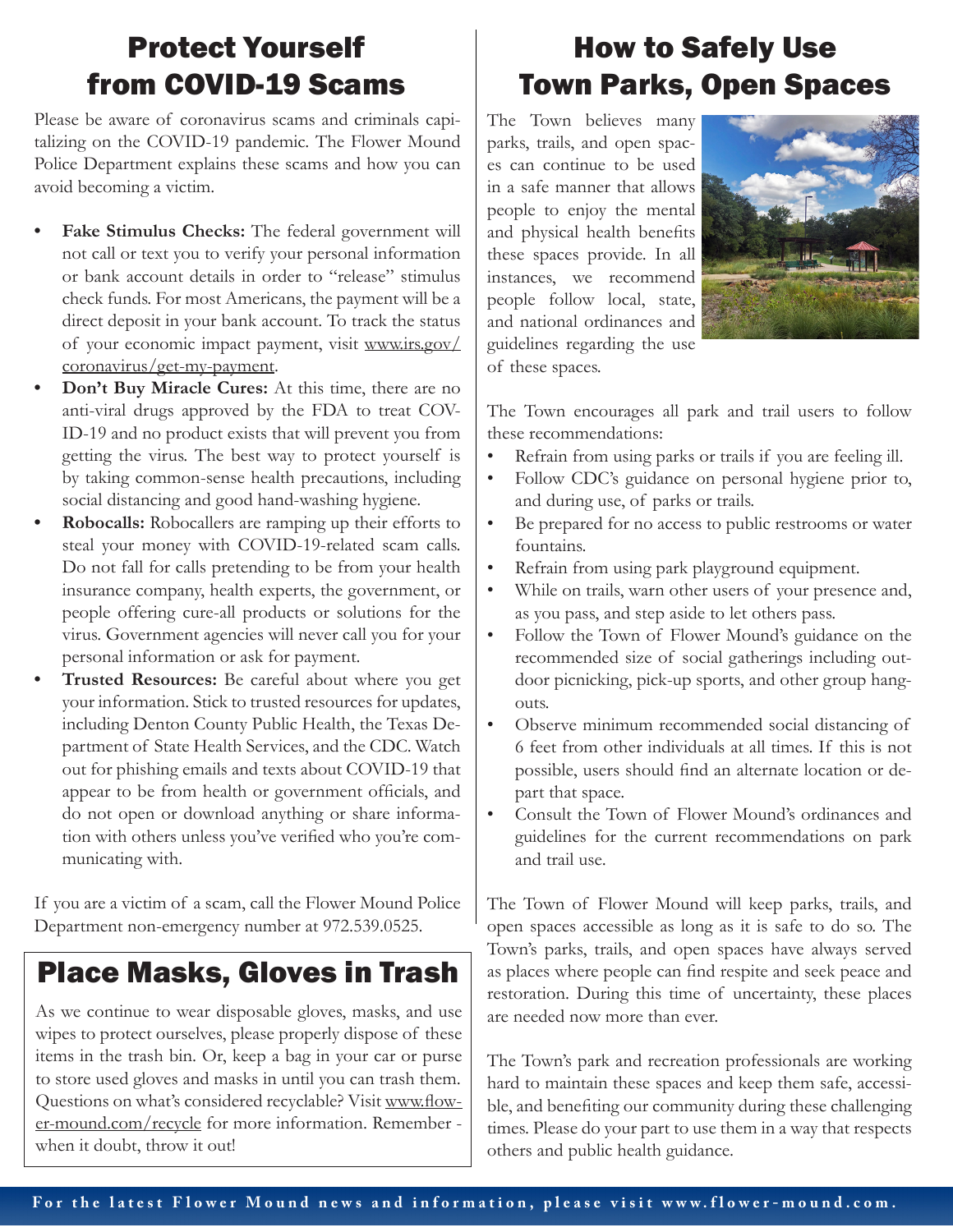## Protect Yourself from COVID-19 Scams

Please be aware of coronavirus scams and criminals capitalizing on the COVID-19 pandemic. The Flower Mound Police Department explains these scams and how you can avoid becoming a victim.

- **Fake Stimulus Checks:** The federal government will not call or text you to verify your personal information or bank account details in order to "release" stimulus check funds. For most Americans, the payment will be a direct deposit in your bank account. To track the status of your economic impact payment, visit www.irs.gov/coronavirus/get-my-payment.
- **Don't Buy Miracle Cures:** At this time, there are no anti-viral drugs approved by the FDA to treat COVID-19 and no product exists that will prevent you from getting the virus. The best way to protect yourself is by taking common-sense health precautions, including social distancing and good hand-washing hygiene.
- **Robocalls:** Robocallers are ramping up their efforts to steal your money with COVID-19-related scam calls. Do not fall for calls pretending to be from your health insurance company, health experts, the government, or people offering cure-all products or solutions for the virus. Government agencies will never call you for your personal information or ask for payment.
- **Trusted Resources:** Be careful about where you get your information. Stick to trusted resources for updates, including Denton County Public Health, the Texas Department of State Health Services, and the CDC. Watch out for phishing emails and texts about COVID-19 that appear to be from health or government officials, and do not open or download anything or share information with others unless you've verified who you're communicating with.

If you are a victim of a scam, call the Flower Mound Police Department non-emergency number at 972.539.0525.

## Place Masks, Gloves in Trash

As we continue to wear disposable gloves, masks, and use wipes to protect ourselves, please properly dispose of these items in the trash bin. Or, keep a bag in your car or purse to store used gloves and masks in until you can trash them. Questions on what's considered recyclable? Visit www.flower-mound.com/recycle for more information. Remember - when it doubt, throw it out!

## How to Safely Use Town Parks, Open Spaces

The Town believes many parks, trails, and open spaces can continue to be used in a safe manner that allows people to enjoy the mental and physical health benefits these spaces provide. In all instances, we recommend people follow local, state, and national ordinances and guidelines regarding the use of these spaces.

The Town encourages all park and trail users to follow these recommendations:

- Refrain from using parks or trails if you are feeling ill.
- Follow CDC's guidance on personal hygiene prior to, and during use, of parks or trails.
- Be prepared for no access to public restrooms or water fountains.
- Refrain from using park playground equipment.
- While on trails, warn other users of your presence and, as you pass, and step aside to let others pass.
- Follow the Town of Flower Mound's guidance on the recommended size of social gatherings including outdoor picnicking, pick-up sports, and other group hangouts.
- Observe minimum recommended social distancing of 6 feet from other individuals at all times. If this is not possible, users should find an alternate location or depart that space.
- Consult the Town of Flower Mound's ordinances and guidelines for the current recommendations on park and trail use.

The Town of Flower Mound will keep parks, trails, and open spaces accessible as long as it is safe to do so. The Town's parks, trails, and open spaces have always served as places where people can find respite and seek peace and restoration. During this time of uncertainty, these places are needed now more than ever.

The Town's park and recreation professionals are working hard to maintain these spaces and keep them safe, accessible, and benefiting our community during these challenging times. Please do your part to use them in a way that respects others and public health guidance.

For the latest Flower Mound news and information, please visit www.flower-mound.com.